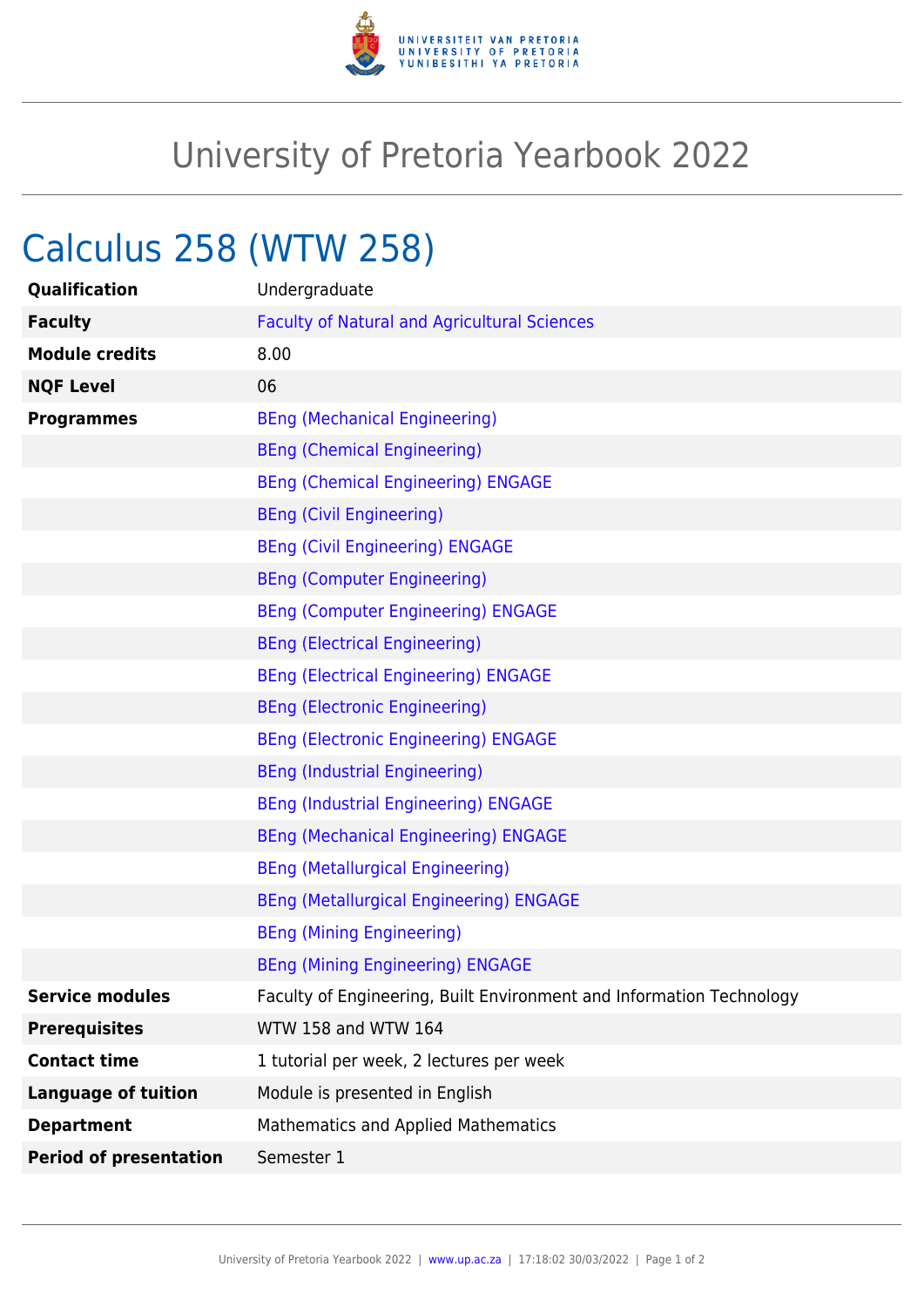# University of Pretoria Yearbook 2022

## Calculus 258 (WTW 258)

| | |
|---|---|
| **Qualification** | Undergraduate |
| **Faculty** | Faculty of Natural and Agricultural Sciences |
| **Module credits** | 8.00 |
| **NQF Level** | 06 |
| **Programmes** | BEng (Mechanical Engineering) |
| | BEng (Chemical Engineering) |
| | BEng (Chemical Engineering) ENGAGE |
| | BEng (Civil Engineering) |
| | BEng (Civil Engineering) ENGAGE |
| | BEng (Computer Engineering) |
| | BEng (Computer Engineering) ENGAGE |
| | BEng (Electrical Engineering) |
| | BEng (Electrical Engineering) ENGAGE |
| | BEng (Electronic Engineering) |
| | BEng (Electronic Engineering) ENGAGE |
| | BEng (Industrial Engineering) |
| | BEng (Industrial Engineering) ENGAGE |
| | BEng (Mechanical Engineering) ENGAGE |
| | BEng (Metallurgical Engineering) |
| | BEng (Metallurgical Engineering) ENGAGE |
| | BEng (Mining Engineering) |
| | BEng (Mining Engineering) ENGAGE |
| **Service modules** | Faculty of Engineering, Built Environment and Information Technology |
| **Prerequisites** | WTW 158 and WTW 164 |
| **Contact time** | 1 tutorial per week, 2 lectures per week |
| **Language of tuition** | Module is presented in English |
| **Department** | Mathematics and Applied Mathematics |
| **Period of presentation** | Semester 1 |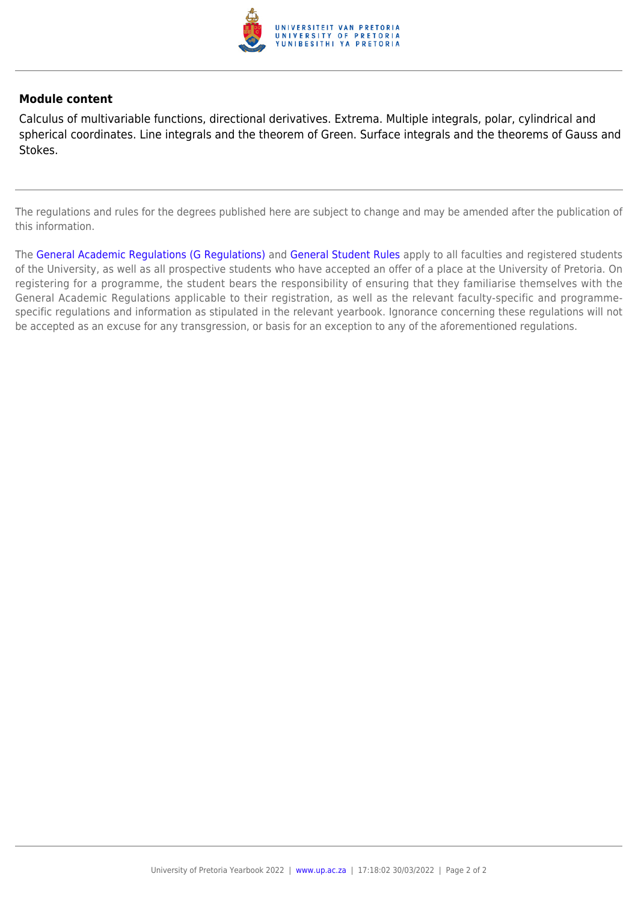### Module content

Calculus of multivariable functions, directional derivatives. Extrema. Multiple integrals, polar, cylindrical and spherical coordinates. Line integrals and the theorem of Green. Surface integrals and the theorems of Gauss and Stokes.

---

The regulations and rules for the degrees published here are subject to change and may be amended after the publication of this information.

The General Academic Regulations (G Regulations) and General Student Rules apply to all faculties and registered students of the University, as well as all prospective students who have accepted an offer of a place at the University of Pretoria. On registering for a programme, the student bears the responsibility of ensuring that they familiarise themselves with the General Academic Regulations applicable to their registration, as well as the relevant faculty-specific and programme-specific regulations and information as stipulated in the relevant yearbook. Ignorance concerning these regulations will not be accepted as an excuse for any transgression, or basis for an exception to any of the aforementioned regulations.